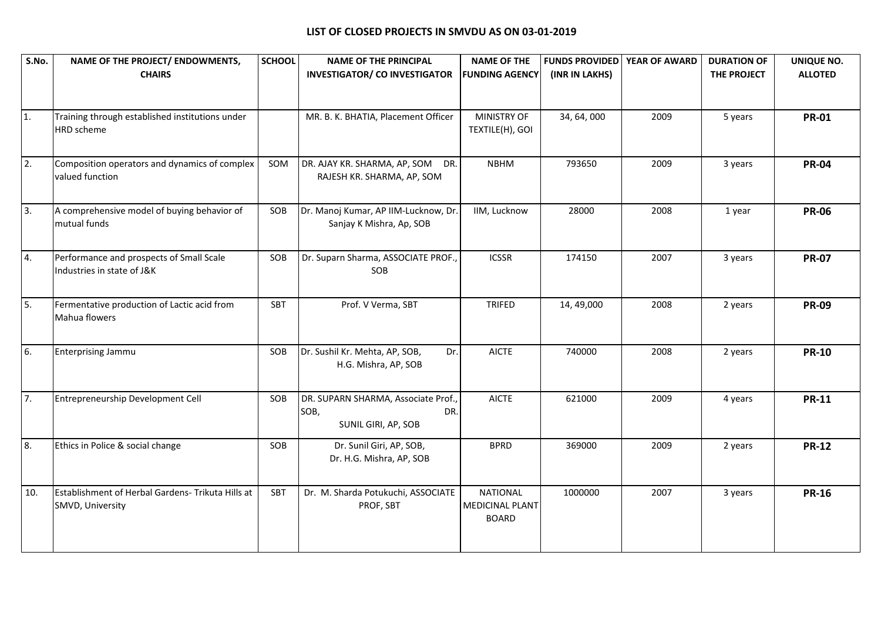# LIST OF CLOSED PROJECTS IN SMVDU AS ON 03-01-2019

| S.No. | NAME OF THE PROJECT/ ENDOWMENTS, CHAIRS | SCHOOL | NAME OF THE PRINCIPAL INVESTIGATOR/ CO INVESTIGATOR | NAME OF THE FUNDING AGENCY | FUNDS PROVIDED (INR IN LAKHS) | YEAR OF AWARD | DURATION OF THE PROJECT | UNIQUE NO. ALLOTED |
|---|---|---|---|---|---|---|---|---|
| 1. | Training through established institutions under HRD scheme | | MR. B. K. BHATIA, Placement Officer | MINISTRY OF TEXTILE(H), GOI | 34, 64, 000 | 2009 | 5 years | **PR-01** |
| 2. | Composition operators and dynamics of complex valued function | SOM | DR. AJAY KR. SHARMA, AP, SOM DR. RAJESH KR. SHARMA, AP, SOM | NBHM | 793650 | 2009 | 3 years | **PR-04** |
| 3. | A comprehensive model of buying behavior of mutual funds | SOB | Dr. Manoj Kumar, AP IIM-Lucknow, Dr. Sanjay K Mishra, Ap, SOB | IIM, Lucknow | 28000 | 2008 | 1 year | **PR-06** |
| 4. | Performance and prospects of Small Scale Industries in state of J&K | SOB | Dr. Suparn Sharma, ASSOCIATE PROF., SOB | ICSSR | 174150 | 2007 | 3 years | **PR-07** |
| 5. | Fermentative production of Lactic acid from Mahua flowers | SBT | Prof. V Verma, SBT | TRIFED | 14, 49,000 | 2008 | 2 years | **PR-09** |
| 6. | Enterprising Jammu | SOB | Dr. Sushil Kr. Mehta, AP, SOB, Dr. H.G. Mishra, AP, SOB | AICTE | 740000 | 2008 | 2 years | **PR-10** |
| 7. | Entrepreneurship Development Cell | SOB | DR. SUPARN SHARMA, Associate Prof., SOB, DR. SUNIL GIRI, AP, SOB | AICTE | 621000 | 2009 | 4 years | **PR-11** |
| 8. | Ethics in Police & social change | SOB | Dr. Sunil Giri, AP, SOB, Dr. H.G. Mishra, AP, SOB | BPRD | 369000 | 2009 | 2 years | **PR-12** |
| 10. | Establishment of Herbal Gardens- Trikuta Hills at SMVD, University | SBT | Dr. M. Sharda Potukuchi, ASSOCIATE PROF, SBT | NATIONAL MEDICINAL PLANT BOARD | 1000000 | 2007 | 3 years | **PR-16** |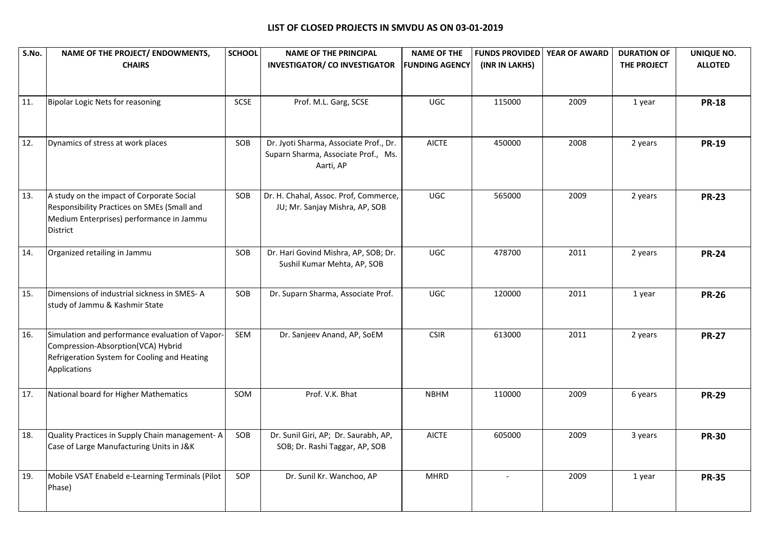# LIST OF CLOSED PROJECTS IN SMVDU AS ON 03-01-2019

| S.No. | NAME OF THE PROJECT/ ENDOWMENTS, CHAIRS | SCHOOL | NAME OF THE PRINCIPAL INVESTIGATOR/ CO INVESTIGATOR | NAME OF THE FUNDING AGENCY | FUNDS PROVIDED (INR IN LAKHS) | YEAR OF AWARD | DURATION OF THE PROJECT | UNIQUE NO. ALLOTED |
|---|---|---|---|---|---|---|---|---|
| 11. | Bipolar Logic Nets for reasoning | SCSE | Prof. M.L. Garg, SCSE | UGC | 115000 | 2009 | 1 year | **PR-18** |
| 12. | Dynamics of stress at work places | SOB | Dr. Jyoti Sharma, Associate Prof., Dr. Suparn Sharma, Associate Prof., Ms. Aarti, AP | AICTE | 450000 | 2008 | 2 years | **PR-19** |
| 13. | A study on the impact of Corporate Social Responsibility Practices on SMEs (Small and Medium Enterprises) performance in Jammu District | SOB | Dr. H. Chahal, Assoc. Prof, Commerce, JU; Mr. Sanjay Mishra, AP, SOB | UGC | 565000 | 2009 | 2 years | **PR-23** |
| 14. | Organized retailing in Jammu | SOB | Dr. Hari Govind Mishra, AP, SOB; Dr. Sushil Kumar Mehta, AP, SOB | UGC | 478700 | 2011 | 2 years | **PR-24** |
| 15. | Dimensions of industrial sickness in SMES- A study of Jammu & Kashmir State | SOB | Dr. Suparn Sharma, Associate Prof. | UGC | 120000 | 2011 | 1 year | **PR-26** |
| 16. | Simulation and performance evaluation of Vapor-Compression-Absorption(VCA) Hybrid Refrigeration System for Cooling and Heating Applications | SEM | Dr. Sanjeev Anand, AP, SoEM | CSIR | 613000 | 2011 | 2 years | **PR-27** |
| 17. | National board for Higher Mathematics | SOM | Prof. V.K. Bhat | NBHM | 110000 | 2009 | 6 years | **PR-29** |
| 18. | Quality Practices in Supply Chain management- A Case of Large Manufacturing Units in J&K | SOB | Dr. Sunil Giri, AP; Dr. Saurabh, AP, SOB; Dr. Rashi Taggar, AP, SOB | AICTE | 605000 | 2009 | 3 years | **PR-30** |
| 19. | Mobile VSAT Enabeld e-Learning Terminals (Pilot Phase) | SOP | Dr. Sunil Kr. Wanchoo, AP | MHRD | - | 2009 | 1 year | **PR-35** |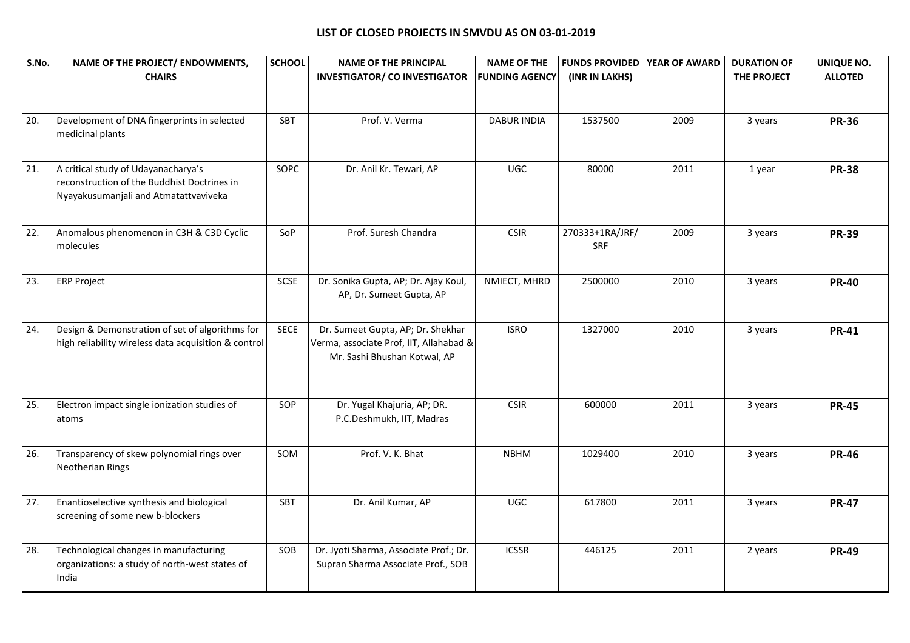# LIST OF CLOSED PROJECTS IN SMVDU AS ON 03-01-2019

| S.No. | NAME OF THE PROJECT/ ENDOWMENTS, CHAIRS | SCHOOL | NAME OF THE PRINCIPAL INVESTIGATOR/ CO INVESTIGATOR | NAME OF THE FUNDING AGENCY | FUNDS PROVIDED (INR IN LAKHS) | YEAR OF AWARD | DURATION OF THE PROJECT | UNIQUE NO. ALLOTED |
|---|---|---|---|---|---|---|---|---|
| 20. | Development of DNA fingerprints in selected medicinal plants | SBT | Prof. V. Verma | DABUR INDIA | 1537500 | 2009 | 3 years | **PR-36** |
| 21. | A critical study of Udayanacharya's reconstruction of the Buddhist Doctrines in Nyayakusumanjali and Atmatattvaviveka | SOPC | Dr. Anil Kr. Tewari, AP | UGC | 80000 | 2011 | 1 year | **PR-38** |
| 22. | Anomalous phenomenon in C3H & C3D Cyclic molecules | SoP | Prof. Suresh Chandra | CSIR | 270333+1RA/JRF/ SRF | 2009 | 3 years | **PR-39** |
| 23. | ERP Project | SCSE | Dr. Sonika Gupta, AP; Dr. Ajay Koul, AP, Dr. Sumeet Gupta, AP | NMIECT, MHRD | 2500000 | 2010 | 3 years | **PR-40** |
| 24. | Design & Demonstration of set of algorithms for high reliability wireless data acquisition & control | SECE | Dr. Sumeet Gupta, AP; Dr. Shekhar Verma, associate Prof, IIT, Allahabad & Mr. Sashi Bhushan Kotwal, AP | ISRO | 1327000 | 2010 | 3 years | **PR-41** |
| 25. | Electron impact single ionization studies of atoms | SOP | Dr. Yugal Khajuria, AP; DR. P.C.Deshmukh, IIT, Madras | CSIR | 600000 | 2011 | 3 years | **PR-45** |
| 26. | Transparency of skew polynomial rings over Neotherian Rings | SOM | Prof. V. K. Bhat | NBHM | 1029400 | 2010 | 3 years | **PR-46** |
| 27. | Enantioselective synthesis and biological screening of some new b-blockers | SBT | Dr. Anil Kumar, AP | UGC | 617800 | 2011 | 3 years | **PR-47** |
| 28. | Technological changes in manufacturing organizations: a study of north-west states of India | SOB | Dr. Jyoti Sharma, Associate Prof.; Dr. Supran Sharma Associate Prof., SOB | ICSSR | 446125 | 2011 | 2 years | **PR-49** |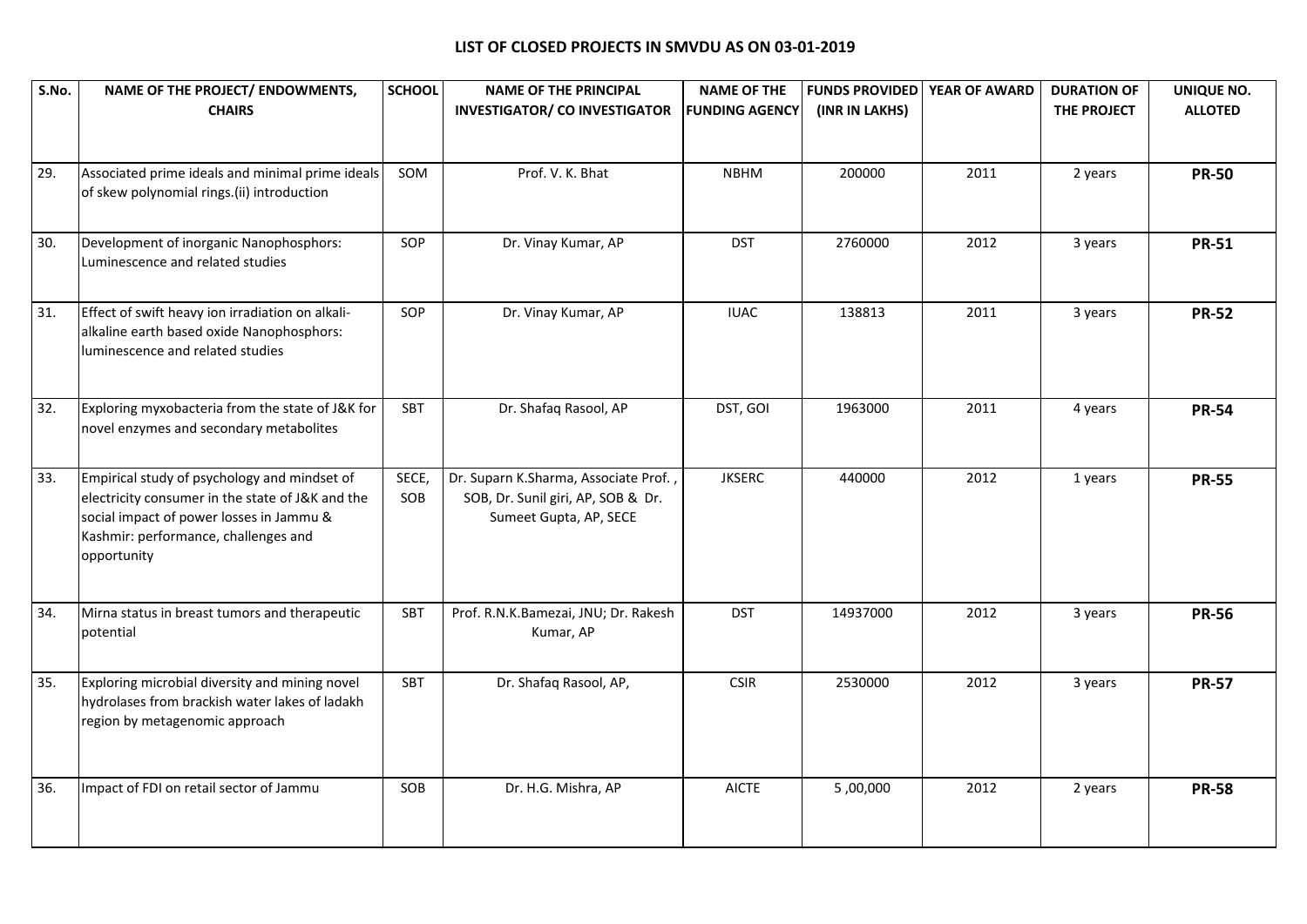## LIST OF CLOSED PROJECTS IN SMVDU AS ON 03-01-2019

| S.No. | NAME OF THE PROJECT/ ENDOWMENTS, CHAIRS | SCHOOL | NAME OF THE PRINCIPAL INVESTIGATOR/ CO INVESTIGATOR | NAME OF THE FUNDING AGENCY | FUNDS PROVIDED (INR IN LAKHS) | YEAR OF AWARD | DURATION OF THE PROJECT | UNIQUE NO. ALLOTED |
|---|---|---|---|---|---|---|---|---|
| 29. | Associated prime ideals and minimal prime ideals of skew polynomial rings.(ii) introduction | SOM | Prof. V. K. Bhat | NBHM | 200000 | 2011 | 2 years | **PR-50** |
| 30. | Development of inorganic Nanophosphors: Luminescence and related studies | SOP | Dr. Vinay Kumar, AP | DST | 2760000 | 2012 | 3 years | **PR-51** |
| 31. | Effect of swift heavy ion irradiation on alkali-alkaline earth based oxide Nanophosphors: luminescence and related studies | SOP | Dr. Vinay Kumar, AP | IUAC | 138813 | 2011 | 3 years | **PR-52** |
| 32. | Exploring myxobacteria from the state of J&K for novel enzymes and secondary metabolites | SBT | Dr. Shafaq Rasool, AP | DST, GOI | 1963000 | 2011 | 4 years | **PR-54** |
| 33. | Empirical study of psychology and mindset of electricity consumer in the state of J&K and the social impact of power losses in Jammu & Kashmir: performance, challenges and opportunity | SECE, SOB | Dr. Suparn K.Sharma, Associate Prof. , SOB, Dr. Sunil giri, AP, SOB & Dr. Sumeet Gupta, AP, SECE | JKSERC | 440000 | 2012 | 1 years | **PR-55** |
| 34. | Mirna status in breast tumors and therapeutic potential | SBT | Prof. R.N.K.Bamezai, JNU; Dr. Rakesh Kumar, AP | DST | 14937000 | 2012 | 3 years | **PR-56** |
| 35. | Exploring microbial diversity and mining novel hydrolases from brackish water lakes of ladakh region by metagenomic approach | SBT | Dr. Shafaq Rasool, AP, | CSIR | 2530000 | 2012 | 3 years | **PR-57** |
| 36. | Impact of FDI on retail sector of Jammu | SOB | Dr. H.G. Mishra, AP | AICTE | 5 ,00,000 | 2012 | 2 years | **PR-58** |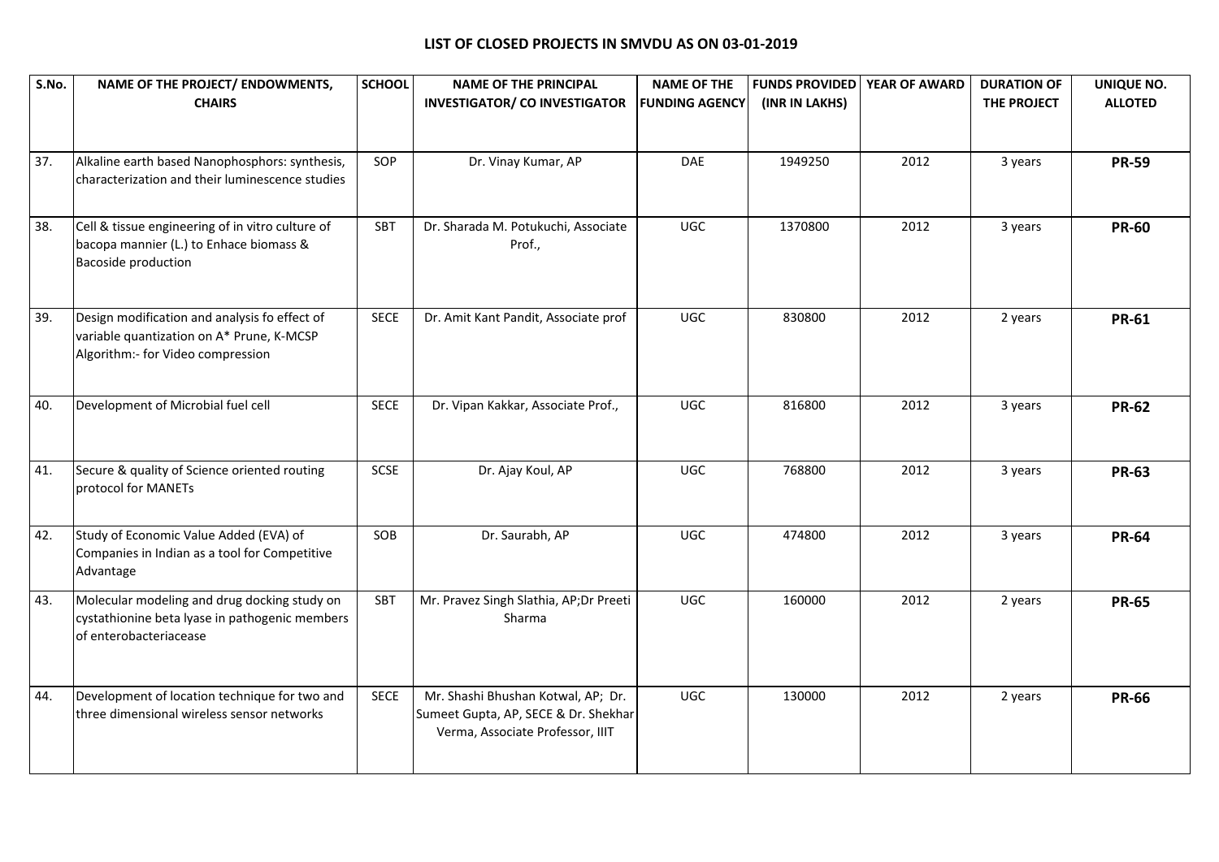# LIST OF CLOSED PROJECTS IN SMVDU AS ON 03-01-2019

| S.No. | NAME OF THE PROJECT/ ENDOWMENTS, CHAIRS | SCHOOL | NAME OF THE PRINCIPAL INVESTIGATOR/ CO INVESTIGATOR | NAME OF THE FUNDING AGENCY | FUNDS PROVIDED (INR IN LAKHS) | YEAR OF AWARD | DURATION OF THE PROJECT | UNIQUE NO. ALLOTED |
|---|---|---|---|---|---|---|---|---|
| 37. | Alkaline earth based Nanophosphors: synthesis, characterization and their luminescence studies | SOP | Dr. Vinay Kumar, AP | DAE | 1949250 | 2012 | 3 years | **PR-59** |
| 38. | Cell & tissue engineering of in vitro culture of bacopa mannier (L.) to Enhace biomass & Bacoside production | SBT | Dr. Sharada M. Potukuchi, Associate Prof., | UGC | 1370800 | 2012 | 3 years | **PR-60** |
| 39. | Design modification and analysis fo effect of variable quantization on A* Prune, K-MCSP Algorithm:- for Video compression | SECE | Dr. Amit Kant Pandit, Associate prof | UGC | 830800 | 2012 | 2 years | **PR-61** |
| 40. | Development of Microbial fuel cell | SECE | Dr. Vipan Kakkar, Associate Prof., | UGC | 816800 | 2012 | 3 years | **PR-62** |
| 41. | Secure & quality of Science oriented routing protocol for MANETs | SCSE | Dr. Ajay Koul, AP | UGC | 768800 | 2012 | 3 years | **PR-63** |
| 42. | Study of Economic Value Added (EVA) of Companies in Indian as a tool for Competitive Advantage | SOB | Dr. Saurabh, AP | UGC | 474800 | 2012 | 3 years | **PR-64** |
| 43. | Molecular modeling and drug docking study on cystathionine beta lyase in pathogenic members of enterobacteriacease | SBT | Mr. Pravez Singh Slathia, AP;Dr Preeti Sharma | UGC | 160000 | 2012 | 2 years | **PR-65** |
| 44. | Development of location technique for two and three dimensional wireless sensor networks | SECE | Mr. Shashi Bhushan Kotwal, AP; Dr. Sumeet Gupta, AP, SECE & Dr. Shekhar Verma, Associate Professor, IIIT | UGC | 130000 | 2012 | 2 years | **PR-66** |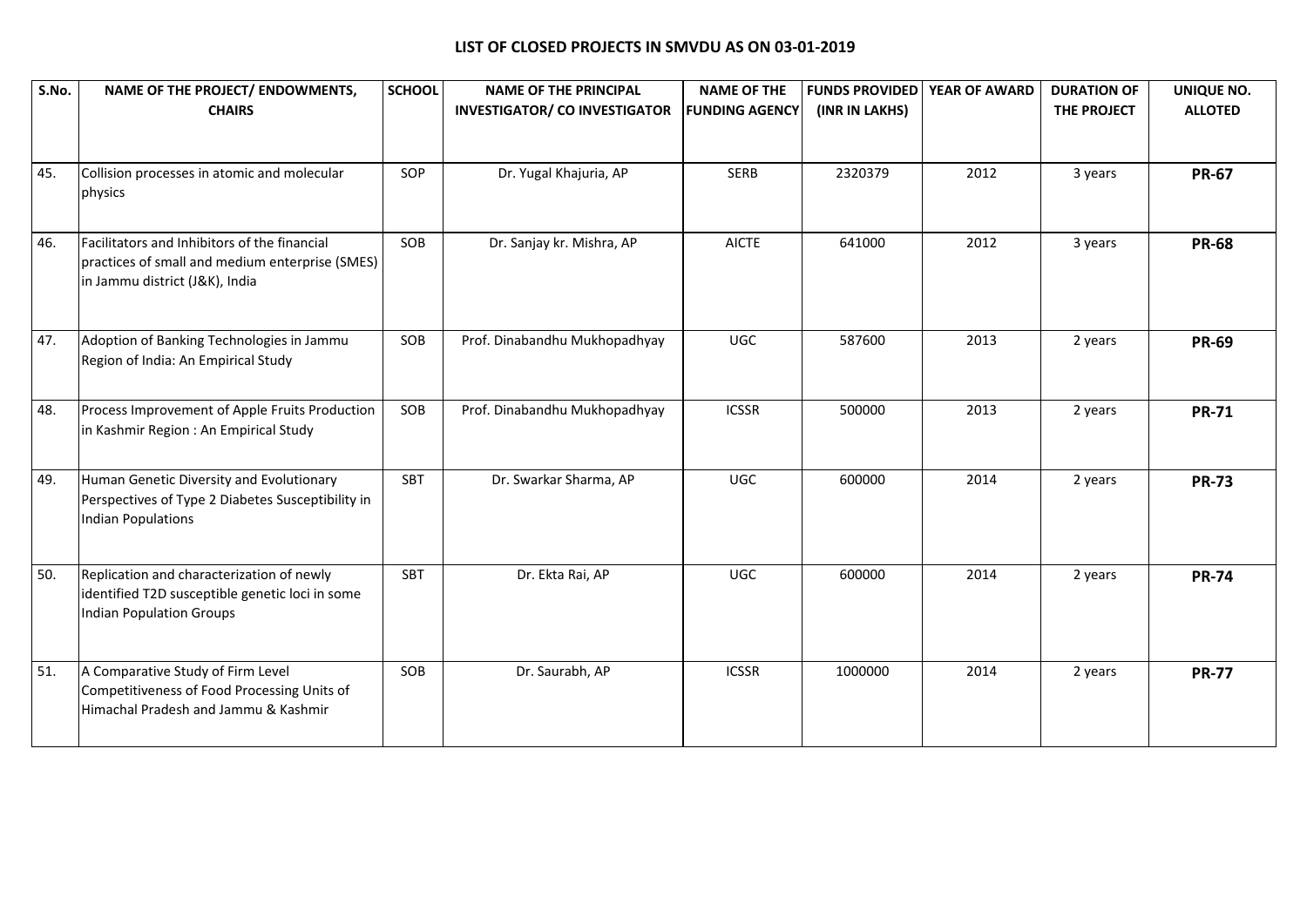# LIST OF CLOSED PROJECTS IN SMVDU AS ON 03-01-2019

| S.No. | NAME OF THE PROJECT/ ENDOWMENTS, CHAIRS | SCHOOL | NAME OF THE PRINCIPAL INVESTIGATOR/ CO INVESTIGATOR | NAME OF THE FUNDING AGENCY | FUNDS PROVIDED (INR IN LAKHS) | YEAR OF AWARD | DURATION OF THE PROJECT | UNIQUE NO. ALLOTED |
|---|---|---|---|---|---|---|---|---|
| 45. | Collision processes in atomic and molecular physics | SOP | Dr. Yugal Khajuria, AP | SERB | 2320379 | 2012 | 3 years | **PR-67** |
| 46. | Facilitators and Inhibitors of the financial practices of small and medium enterprise (SMES) in Jammu district (J&K), India | SOB | Dr. Sanjay kr. Mishra, AP | AICTE | 641000 | 2012 | 3 years | **PR-68** |
| 47. | Adoption of Banking Technologies in Jammu Region of India: An Empirical Study | SOB | Prof. Dinabandhu Mukhopadhyay | UGC | 587600 | 2013 | 2 years | **PR-69** |
| 48. | Process Improvement of Apple Fruits Production in Kashmir Region : An Empirical Study | SOB | Prof. Dinabandhu Mukhopadhyay | ICSSR | 500000 | 2013 | 2 years | **PR-71** |
| 49. | Human Genetic Diversity and Evolutionary Perspectives of Type 2 Diabetes Susceptibility in Indian Populations | SBT | Dr. Swarkar Sharma, AP | UGC | 600000 | 2014 | 2 years | **PR-73** |
| 50. | Replication and characterization of newly identified T2D susceptible genetic loci in some Indian Population Groups | SBT | Dr. Ekta Rai, AP | UGC | 600000 | 2014 | 2 years | **PR-74** |
| 51. | A Comparative Study of Firm Level Competitiveness of Food Processing Units of Himachal Pradesh and Jammu & Kashmir | SOB | Dr. Saurabh, AP | ICSSR | 1000000 | 2014 | 2 years | **PR-77** |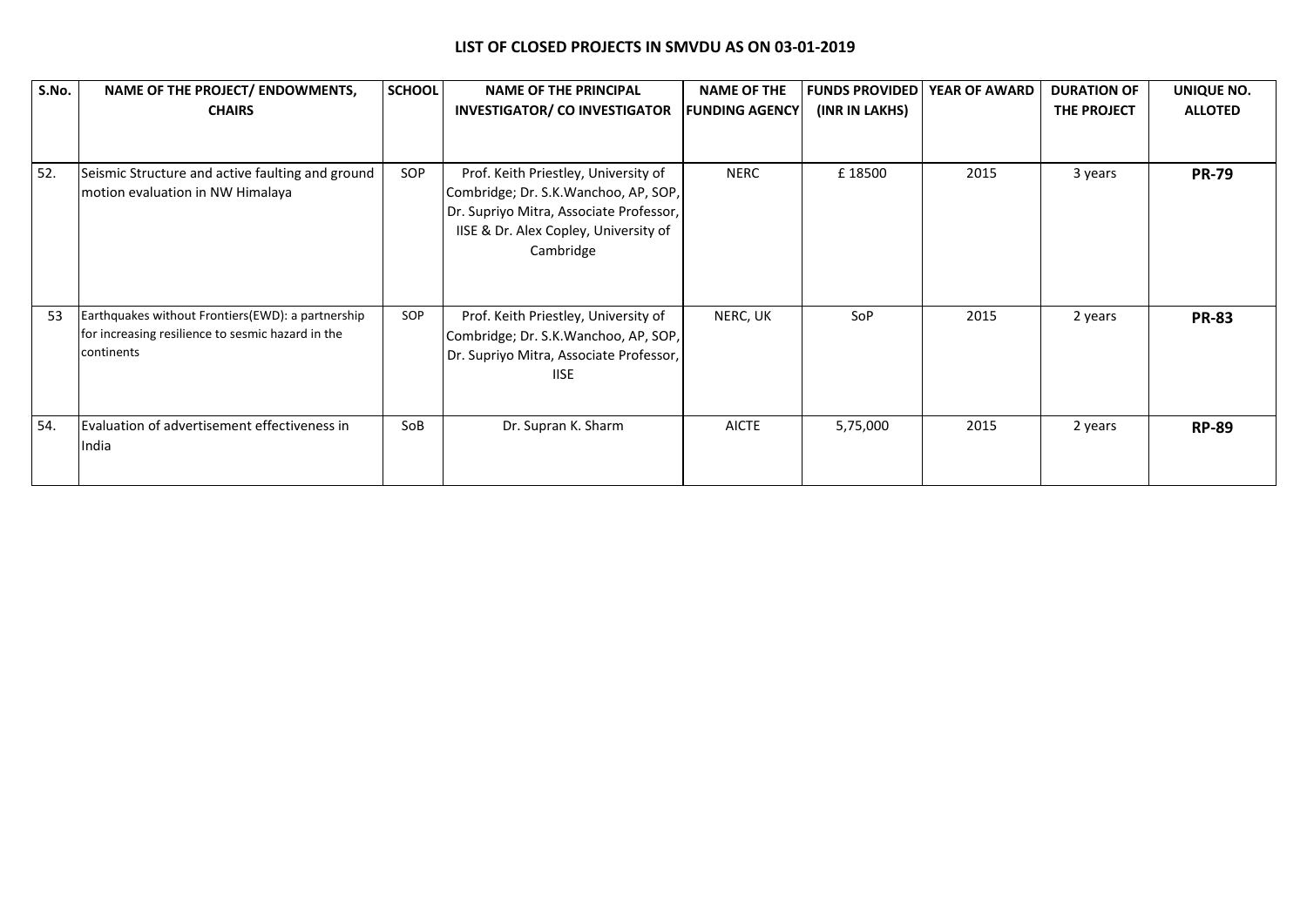# LIST OF CLOSED PROJECTS IN SMVDU AS ON 03-01-2019

| S.No. | NAME OF THE PROJECT/ ENDOWMENTS, CHAIRS | SCHOOL | NAME OF THE PRINCIPAL INVESTIGATOR/ CO INVESTIGATOR | NAME OF THE FUNDING AGENCY | FUNDS PROVIDED (INR IN LAKHS) | YEAR OF AWARD | DURATION OF THE PROJECT | UNIQUE NO. ALLOTED |
|---|---|---|---|---|---|---|---|---|
| 52. | Seismic Structure and active faulting and ground motion evaluation in NW Himalaya | SOP | Prof. Keith Priestley, University of Combridge; Dr. S.K.Wanchoo, AP, SOP, Dr. Supriyo Mitra, Associate Professor, IISE & Dr. Alex Copley, University of Cambridge | NERC | £ 18500 | 2015 | 3 years | **PR-79** |
| 53 | Earthquakes without Frontiers(EWD): a partnership for increasing resilience to sesmic hazard in the continents | SOP | Prof. Keith Priestley, University of Combridge; Dr. S.K.Wanchoo, AP, SOP, Dr. Supriyo Mitra, Associate Professor, IISE | NERC, UK | SoP | 2015 | 2 years | **PR-83** |
| 54. | Evaluation of advertisement effectiveness in India | SoB | Dr. Supran K. Sharm | AICTE | 5,75,000 | 2015 | 2 years | **RP-89** |